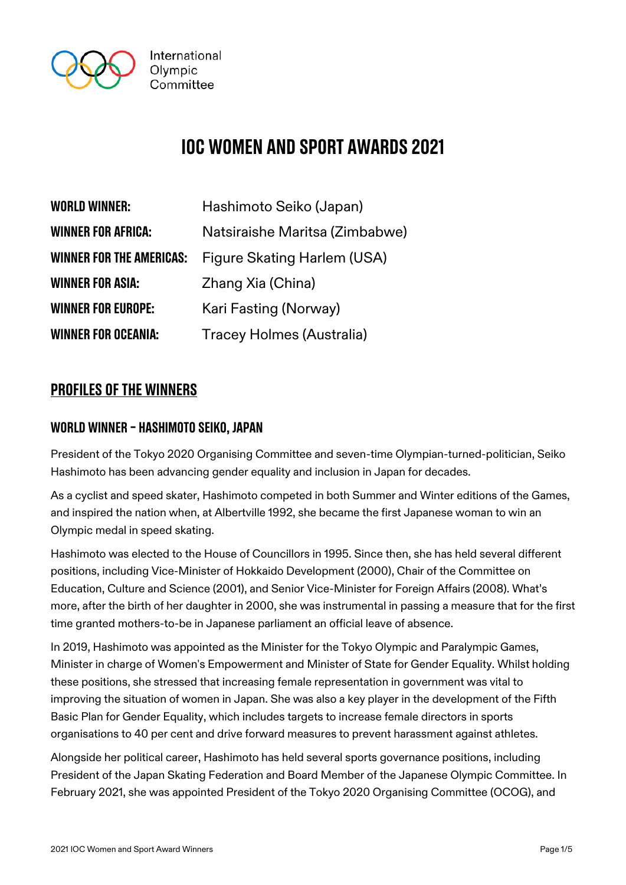# IOC WOMEN AND SPORT AWARDS 2021

| | |
|---|---|
| **WORLD WINNER:** | Hashimoto Seiko (Japan) |
| **WINNER FOR AFRICA:** | Natsiraishe Maritsa (Zimbabwe) |
| **WINNER FOR THE AMERICAS:** | Figure Skating Harlem (USA) |
| **WINNER FOR ASIA:** | Zhang Xia (China) |
| **WINNER FOR EUROPE:** | Kari Fasting (Norway) |
| **WINNER FOR OCEANIA:** | Tracey Holmes (Australia) |

## PROFILES OF THE WINNERS

### WORLD WINNER – HASHIMOTO SEIKO, JAPAN

President of the Tokyo 2020 Organising Committee and seven-time Olympian-turned-politician, Seiko Hashimoto has been advancing gender equality and inclusion in Japan for decades.

As a cyclist and speed skater, Hashimoto competed in both Summer and Winter editions of the Games, and inspired the nation when, at Albertville 1992, she became the first Japanese woman to win an Olympic medal in speed skating.

Hashimoto was elected to the House of Councillors in 1995. Since then, she has held several different positions, including Vice-Minister of Hokkaido Development (2000), Chair of the Committee on Education, Culture and Science (2001), and Senior Vice-Minister for Foreign Affairs (2008). What's more, after the birth of her daughter in 2000, she was instrumental in passing a measure that for the first time granted mothers-to-be in Japanese parliament an official leave of absence.

In 2019, Hashimoto was appointed as the Minister for the Tokyo Olympic and Paralympic Games, Minister in charge of Women's Empowerment and Minister of State for Gender Equality. Whilst holding these positions, she stressed that increasing female representation in government was vital to improving the situation of women in Japan. She was also a key player in the development of the Fifth Basic Plan for Gender Equality, which includes targets to increase female directors in sports organisations to 40 per cent and drive forward measures to prevent harassment against athletes.

Alongside her political career, Hashimoto has held several sports governance positions, including President of the Japan Skating Federation and Board Member of the Japanese Olympic Committee. In February 2021, she was appointed President of the Tokyo 2020 Organising Committee (OCOG), and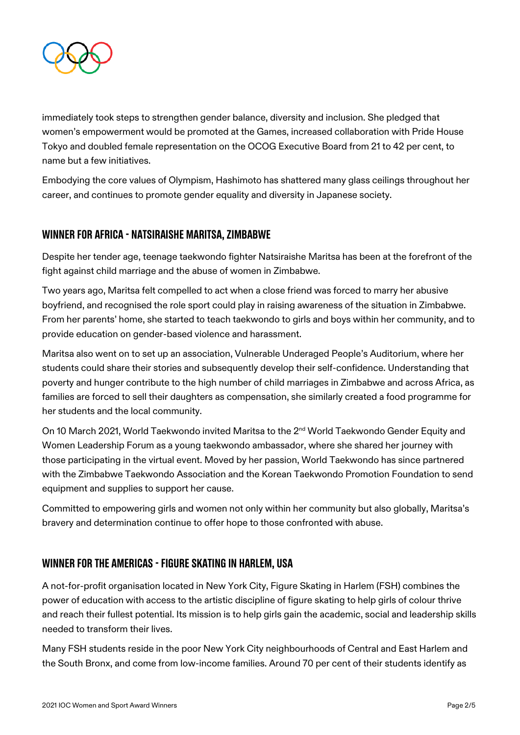immediately took steps to strengthen gender balance, diversity and inclusion. She pledged that women's empowerment would be promoted at the Games, increased collaboration with Pride House Tokyo and doubled female representation on the OCOG Executive Board from 21 to 42 per cent, to name but a few initiatives.

Embodying the core values of Olympism, Hashimoto has shattered many glass ceilings throughout her career, and continues to promote gender equality and diversity in Japanese society.

## WINNER FOR AFRICA - NATSIRAISHE MARITSA, ZIMBABWE

Despite her tender age, teenage taekwondo fighter Natsiraishe Maritsa has been at the forefront of the fight against child marriage and the abuse of women in Zimbabwe.

Two years ago, Maritsa felt compelled to act when a close friend was forced to marry her abusive boyfriend, and recognised the role sport could play in raising awareness of the situation in Zimbabwe. From her parents' home, she started to teach taekwondo to girls and boys within her community, and to provide education on gender-based violence and harassment.

Maritsa also went on to set up an association, Vulnerable Underaged People's Auditorium, where her students could share their stories and subsequently develop their self-confidence. Understanding that poverty and hunger contribute to the high number of child marriages in Zimbabwe and across Africa, as families are forced to sell their daughters as compensation, she similarly created a food programme for her students and the local community.

On 10 March 2021, World Taekwondo invited Maritsa to the 2nd World Taekwondo Gender Equity and Women Leadership Forum as a young taekwondo ambassador, where she shared her journey with those participating in the virtual event. Moved by her passion, World Taekwondo has since partnered with the Zimbabwe Taekwondo Association and the Korean Taekwondo Promotion Foundation to send equipment and supplies to support her cause.

Committed to empowering girls and women not only within her community but also globally, Maritsa's bravery and determination continue to offer hope to those confronted with abuse.

## WINNER FOR THE AMERICAS - FIGURE SKATING IN HARLEM, USA

A not-for-profit organisation located in New York City, Figure Skating in Harlem (FSH) combines the power of education with access to the artistic discipline of figure skating to help girls of colour thrive and reach their fullest potential. Its mission is to help girls gain the academic, social and leadership skills needed to transform their lives.

Many FSH students reside in the poor New York City neighbourhoods of Central and East Harlem and the South Bronx, and come from low-income families. Around 70 per cent of their students identify as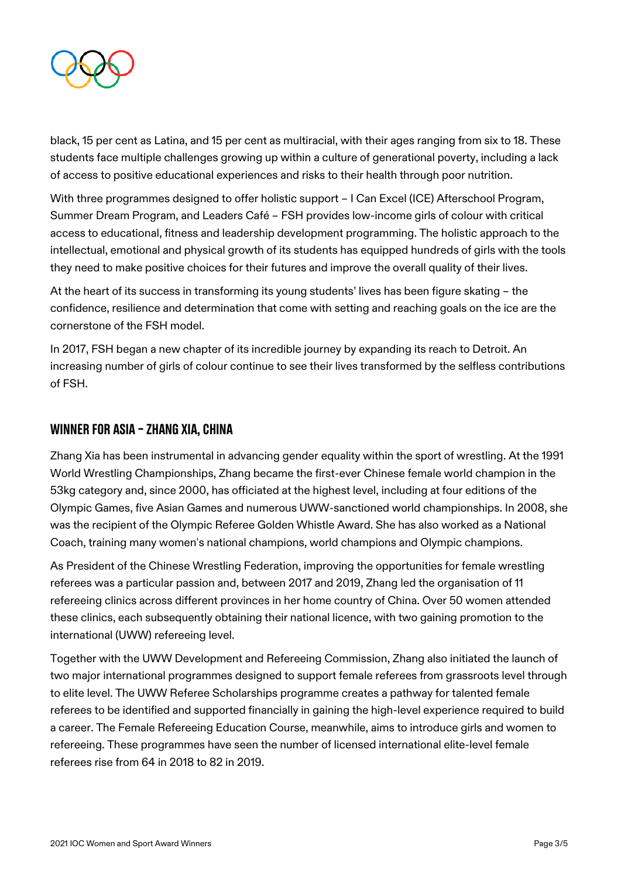black, 15 per cent as Latina, and 15 per cent as multiracial, with their ages ranging from six to 18. These students face multiple challenges growing up within a culture of generational poverty, including a lack of access to positive educational experiences and risks to their health through poor nutrition.

With three programmes designed to offer holistic support – I Can Excel (ICE) Afterschool Program, Summer Dream Program, and Leaders Café – FSH provides low-income girls of colour with critical access to educational, fitness and leadership development programming. The holistic approach to the intellectual, emotional and physical growth of its students has equipped hundreds of girls with the tools they need to make positive choices for their futures and improve the overall quality of their lives.

At the heart of its success in transforming its young students' lives has been figure skating – the confidence, resilience and determination that come with setting and reaching goals on the ice are the cornerstone of the FSH model.

In 2017, FSH began a new chapter of its incredible journey by expanding its reach to Detroit. An increasing number of girls of colour continue to see their lives transformed by the selfless contributions of FSH.

## Winner for Asia – Zhang Xia, China

Zhang Xia has been instrumental in advancing gender equality within the sport of wrestling. At the 1991 World Wrestling Championships, Zhang became the first-ever Chinese female world champion in the 53kg category and, since 2000, has officiated at the highest level, including at four editions of the Olympic Games, five Asian Games and numerous UWW-sanctioned world championships. In 2008, she was the recipient of the Olympic Referee Golden Whistle Award. She has also worked as a National Coach, training many women's national champions, world champions and Olympic champions.

As President of the Chinese Wrestling Federation, improving the opportunities for female wrestling referees was a particular passion and, between 2017 and 2019, Zhang led the organisation of 11 refereeing clinics across different provinces in her home country of China. Over 50 women attended these clinics, each subsequently obtaining their national licence, with two gaining promotion to the international (UWW) refereeing level.

Together with the UWW Development and Refereeing Commission, Zhang also initiated the launch of two major international programmes designed to support female referees from grassroots level through to elite level. The UWW Referee Scholarships programme creates a pathway for talented female referees to be identified and supported financially in gaining the high-level experience required to build a career. The Female Refereeing Education Course, meanwhile, aims to introduce girls and women to refereeing. These programmes have seen the number of licensed international elite-level female referees rise from 64 in 2018 to 82 in 2019.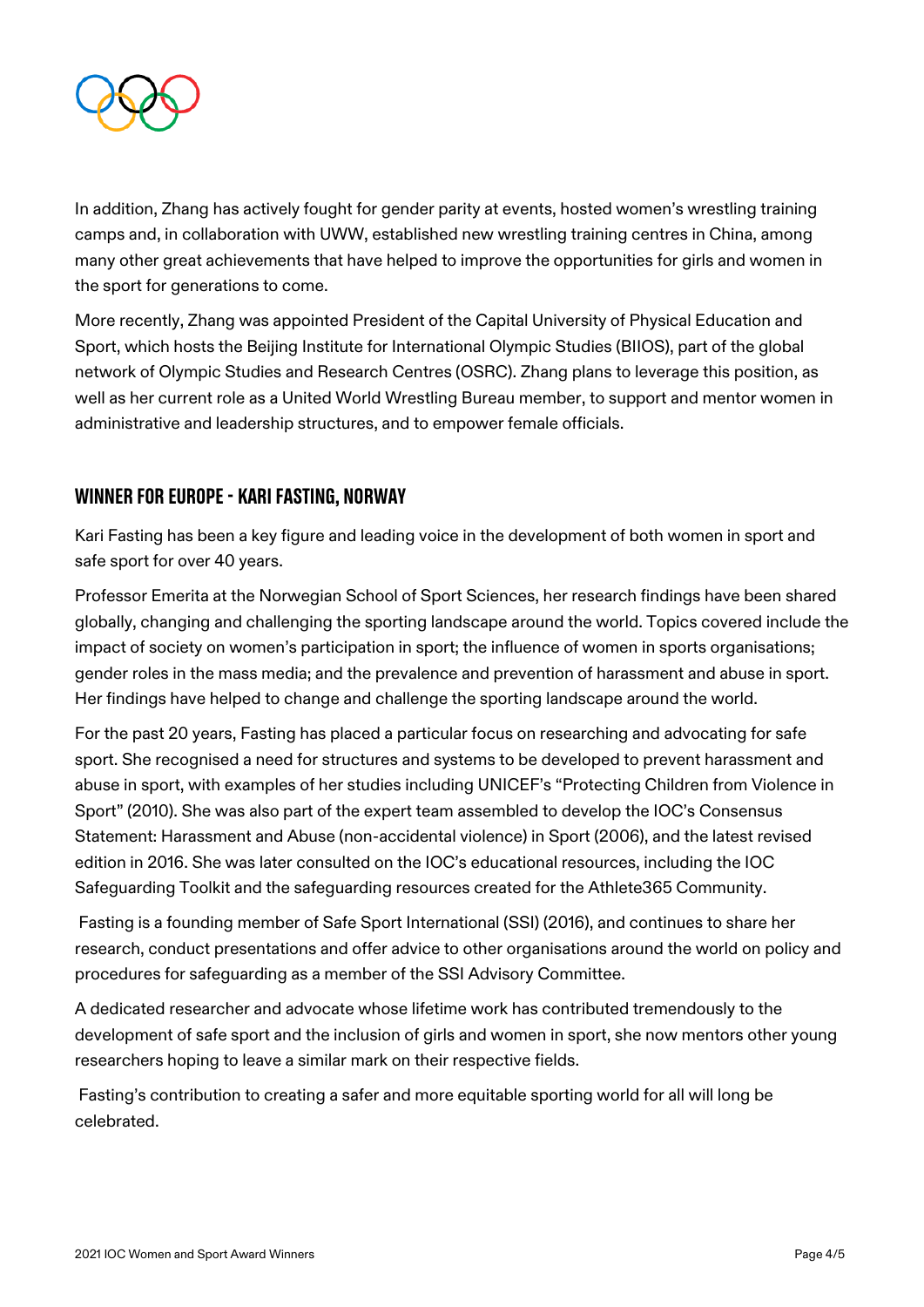In addition, Zhang has actively fought for gender parity at events, hosted women's wrestling training camps and, in collaboration with UWW, established new wrestling training centres in China, among many other great achievements that have helped to improve the opportunities for girls and women in the sport for generations to come.

More recently, Zhang was appointed President of the Capital University of Physical Education and Sport, which hosts the Beijing Institute for International Olympic Studies (BIIOS), part of the global network of Olympic Studies and Research Centres (OSRC). Zhang plans to leverage this position, as well as her current role as a United World Wrestling Bureau member, to support and mentor women in administrative and leadership structures, and to empower female officials.

## WINNER FOR EUROPE - KARI FASTING, NORWAY

Kari Fasting has been a key figure and leading voice in the development of both women in sport and safe sport for over 40 years.

Professor Emerita at the Norwegian School of Sport Sciences, her research findings have been shared globally, changing and challenging the sporting landscape around the world. Topics covered include the impact of society on women's participation in sport; the influence of women in sports organisations; gender roles in the mass media; and the prevalence and prevention of harassment and abuse in sport. Her findings have helped to change and challenge the sporting landscape around the world.

For the past 20 years, Fasting has placed a particular focus on researching and advocating for safe sport. She recognised a need for structures and systems to be developed to prevent harassment and abuse in sport, with examples of her studies including UNICEF's "Protecting Children from Violence in Sport" (2010). She was also part of the expert team assembled to develop the IOC's Consensus Statement: Harassment and Abuse (non-accidental violence) in Sport (2006), and the latest revised edition in 2016. She was later consulted on the IOC's educational resources, including the IOC Safeguarding Toolkit and the safeguarding resources created for the Athlete365 Community.

Fasting is a founding member of Safe Sport International (SSI) (2016), and continues to share her research, conduct presentations and offer advice to other organisations around the world on policy and procedures for safeguarding as a member of the SSI Advisory Committee.

A dedicated researcher and advocate whose lifetime work has contributed tremendously to the development of safe sport and the inclusion of girls and women in sport, she now mentors other young researchers hoping to leave a similar mark on their respective fields.

Fasting's contribution to creating a safer and more equitable sporting world for all will long be celebrated.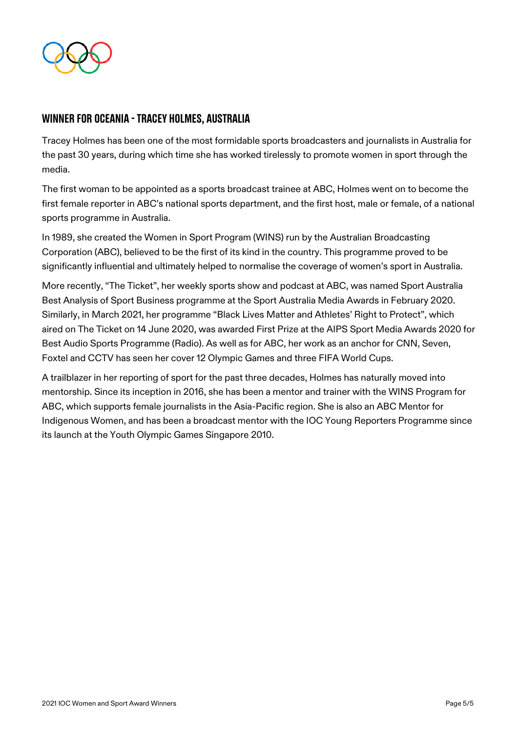## WINNER FOR OCEANIA - TRACEY HOLMES, AUSTRALIA

Tracey Holmes has been one of the most formidable sports broadcasters and journalists in Australia for the past 30 years, during which time she has worked tirelessly to promote women in sport through the media.

The first woman to be appointed as a sports broadcast trainee at ABC, Holmes went on to become the first female reporter in ABC's national sports department, and the first host, male or female, of a national sports programme in Australia.

In 1989, she created the Women in Sport Program (WINS) run by the Australian Broadcasting Corporation (ABC), believed to be the first of its kind in the country. This programme proved to be significantly influential and ultimately helped to normalise the coverage of women's sport in Australia.

More recently, "The Ticket", her weekly sports show and podcast at ABC, was named Sport Australia Best Analysis of Sport Business programme at the Sport Australia Media Awards in February 2020. Similarly, in March 2021, her programme "Black Lives Matter and Athletes' Right to Protect", which aired on The Ticket on 14 June 2020, was awarded First Prize at the AIPS Sport Media Awards 2020 for Best Audio Sports Programme (Radio). As well as for ABC, her work as an anchor for CNN, Seven, Foxtel and CCTV has seen her cover 12 Olympic Games and three FIFA World Cups.

A trailblazer in her reporting of sport for the past three decades, Holmes has naturally moved into mentorship. Since its inception in 2016, she has been a mentor and trainer with the WINS Program for ABC, which supports female journalists in the Asia-Pacific region. She is also an ABC Mentor for Indigenous Women, and has been a broadcast mentor with the IOC Young Reporters Programme since its launch at the Youth Olympic Games Singapore 2010.